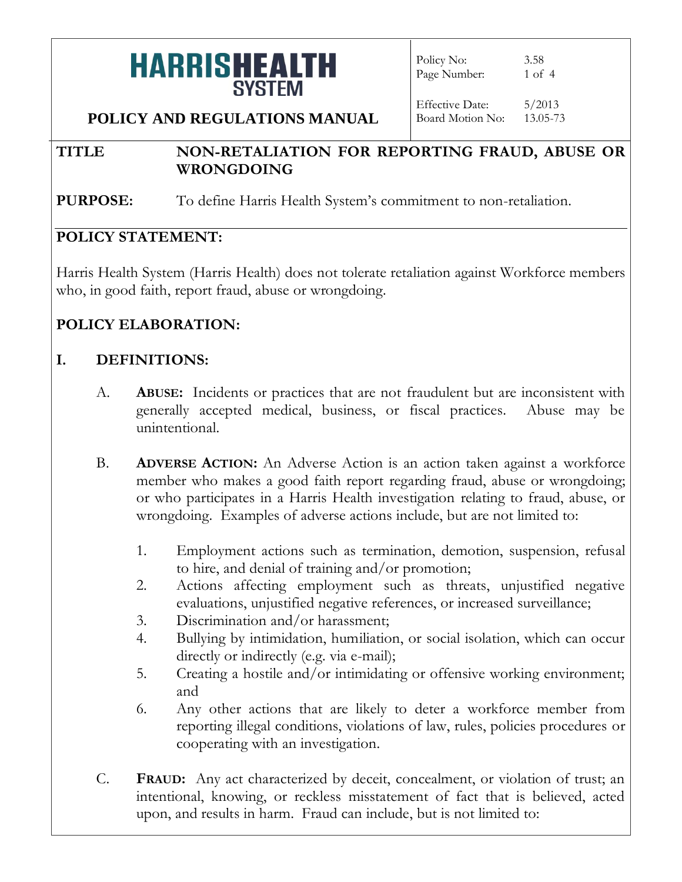# HARRIS HEALTH SYSTEM

## POLICY AND REGULATIONS MANUAL

| | |
|---|---|
| Policy No: | 3.58 |
| Effective Date: | 5/2013 |
| Board Motion No: | 13.05-73 |

**TITLE** **NON-RETALIATION FOR REPORTING FRAUD, ABUSE OR WRONGDOING**

**PURPOSE:** To define Harris Health System's commitment to non-retaliation.

## POLICY STATEMENT:

Harris Health System (Harris Health) does not tolerate retaliation against Workforce members who, in good faith, report fraud, abuse or wrongdoing.

## POLICY ELABORATION:

### I. DEFINITIONS:

A. **ABUSE:** Incidents or practices that are not fraudulent but are inconsistent with generally accepted medical, business, or fiscal practices. Abuse may be unintentional.

B. **ADVERSE ACTION:** An Adverse Action is an action taken against a workforce member who makes a good faith report regarding fraud, abuse or wrongdoing; or who participates in a Harris Health investigation relating to fraud, abuse, or wrongdoing. Examples of adverse actions include, but are not limited to:

1. Employment actions such as termination, demotion, suspension, refusal to hire, and denial of training and/or promotion;
2. Actions affecting employment such as threats, unjustified negative evaluations, unjustified negative references, or increased surveillance;
3. Discrimination and/or harassment;
4. Bullying by intimidation, humiliation, or social isolation, which can occur directly or indirectly (e.g. via e-mail);
5. Creating a hostile and/or intimidating or offensive working environment; and
6. Any other actions that are likely to deter a workforce member from reporting illegal conditions, violations of law, rules, policies procedures or cooperating with an investigation.

C. **FRAUD:** Any act characterized by deceit, concealment, or violation of trust; an intentional, knowing, or reckless misstatement of fact that is believed, acted upon, and results in harm. Fraud can include, but is not limited to: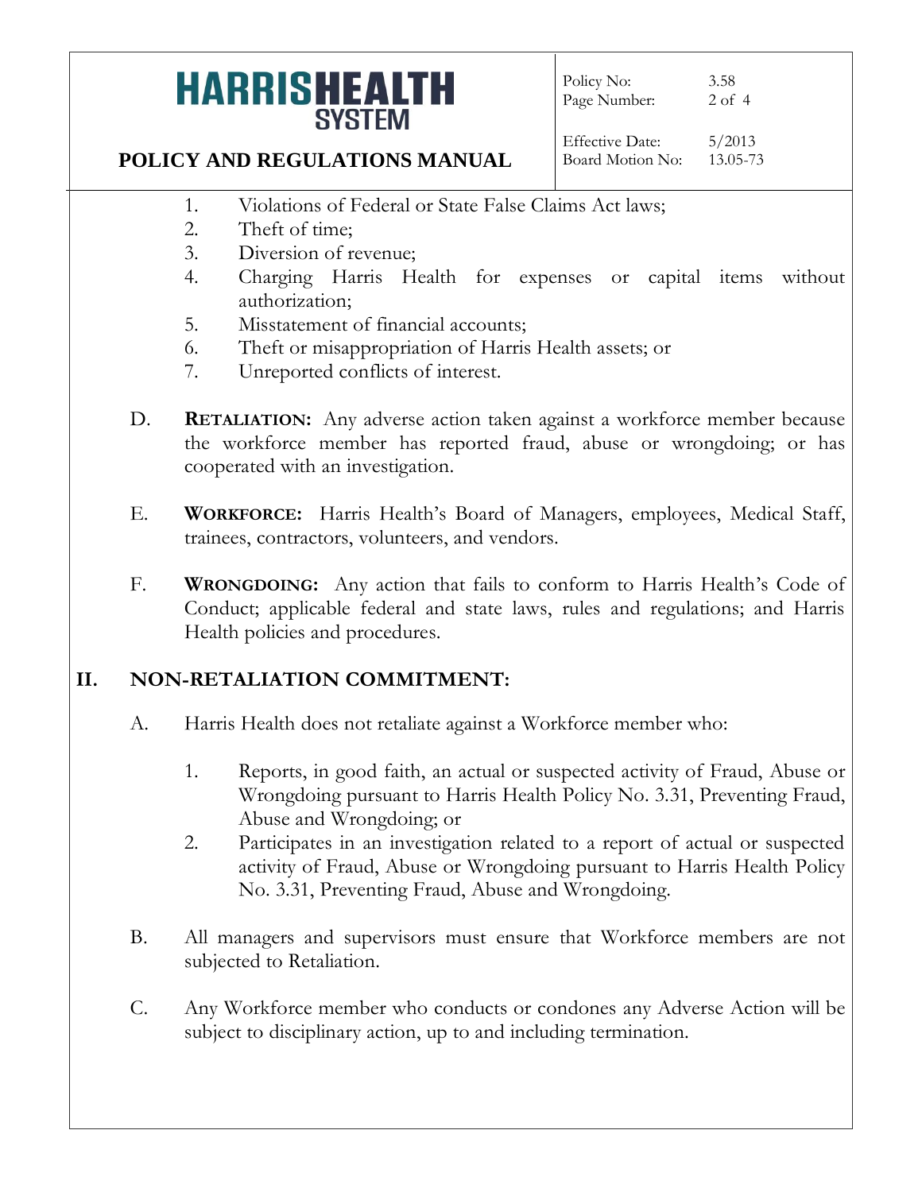1. Violations of Federal or State False Claims Act laws;
2. Theft of time;
3. Diversion of revenue;
4. Charging Harris Health for expenses or capital items without authorization;
5. Misstatement of financial accounts;
6. Theft or misappropriation of Harris Health assets; or
7. Unreported conflicts of interest.

D. **RETALIATION:** Any adverse action taken against a workforce member because the workforce member has reported fraud, abuse or wrongdoing; or has cooperated with an investigation.

E. **WORKFORCE:** Harris Health's Board of Managers, employees, Medical Staff, trainees, contractors, volunteers, and vendors.

F. **WRONGDOING:** Any action that fails to conform to Harris Health's Code of Conduct; applicable federal and state laws, rules and regulations; and Harris Health policies and procedures.

## II. NON-RETALIATION COMMITMENT:

A. Harris Health does not retaliate against a Workforce member who:

1. Reports, in good faith, an actual or suspected activity of Fraud, Abuse or Wrongdoing pursuant to Harris Health Policy No. 3.31, Preventing Fraud, Abuse and Wrongdoing; or
2. Participates in an investigation related to a report of actual or suspected activity of Fraud, Abuse or Wrongdoing pursuant to Harris Health Policy No. 3.31, Preventing Fraud, Abuse and Wrongdoing.

B. All managers and supervisors must ensure that Workforce members are not subjected to Retaliation.

C. Any Workforce member who conducts or condones any Adverse Action will be subject to disciplinary action, up to and including termination.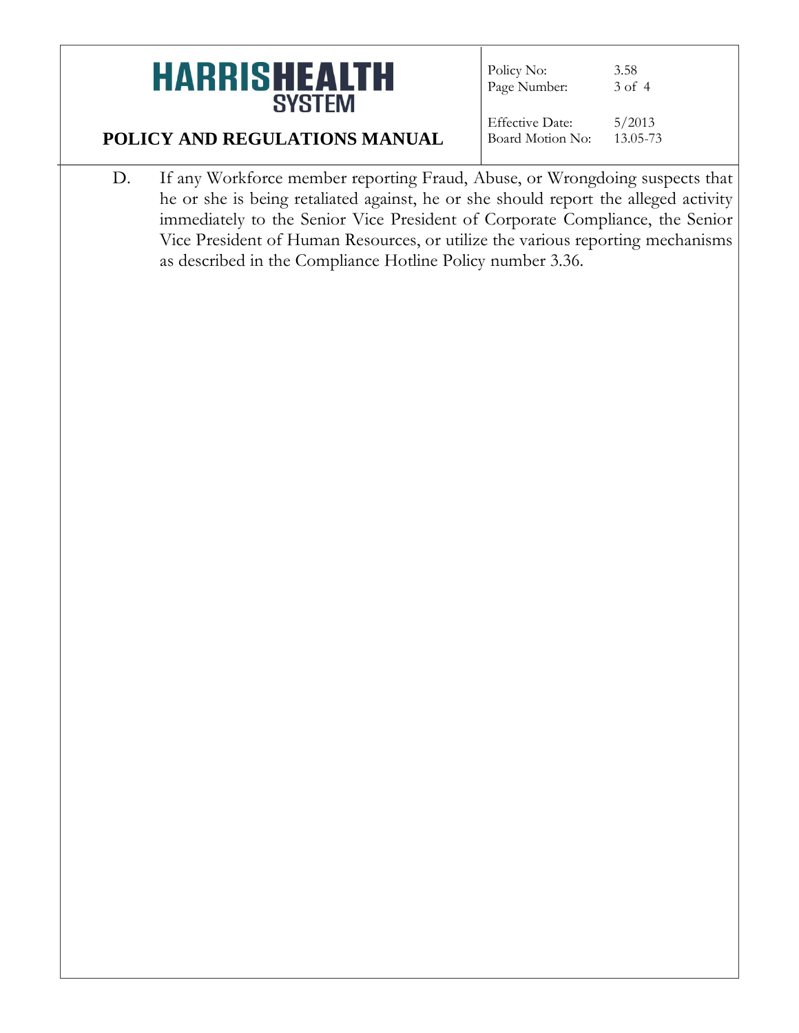D. If any Workforce member reporting Fraud, Abuse, or Wrongdoing suspects that he or she is being retaliated against, he or she should report the alleged activity immediately to the Senior Vice President of Corporate Compliance, the Senior Vice President of Human Resources, or utilize the various reporting mechanisms as described in the Compliance Hotline Policy number 3.36.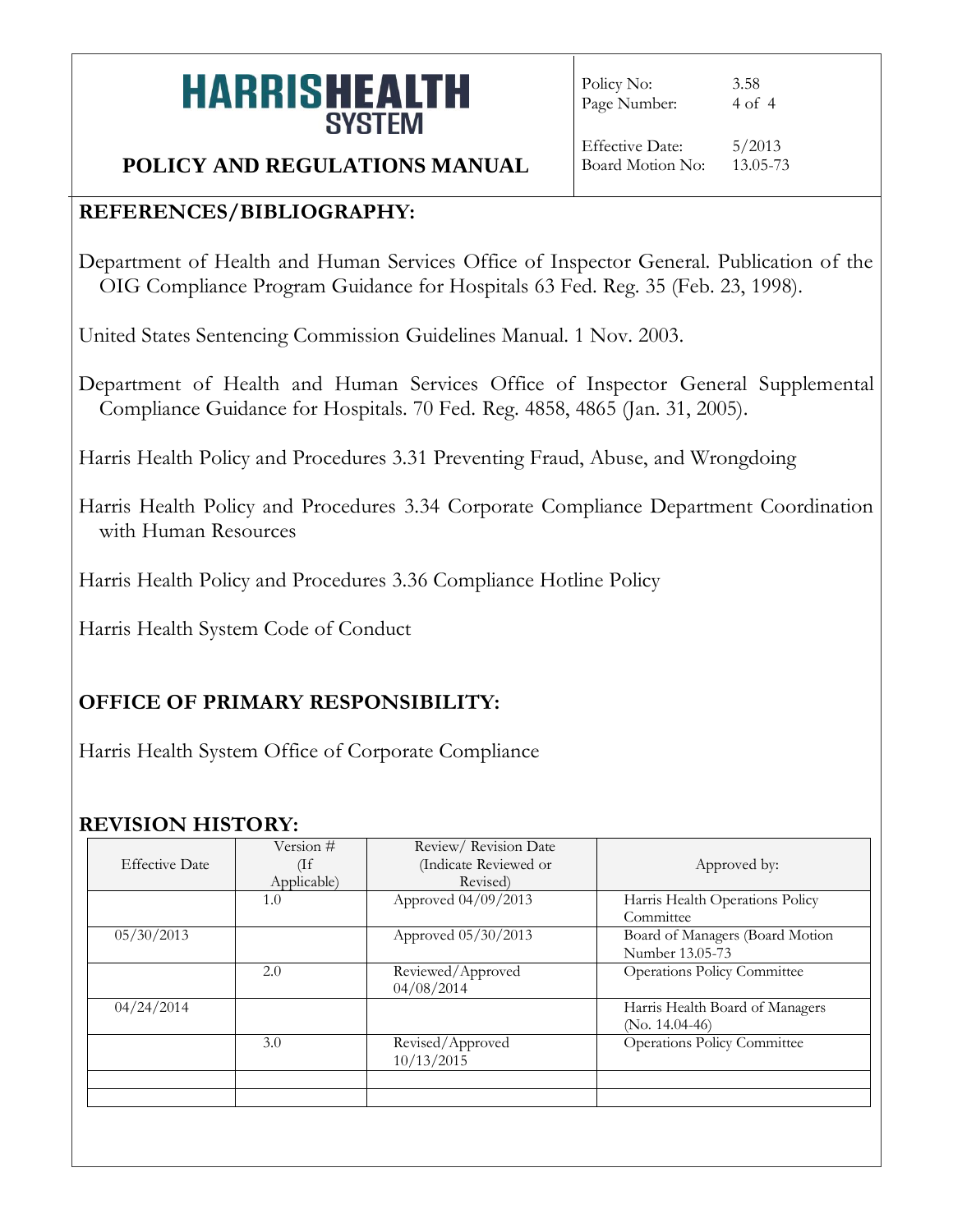## REFERENCES/BIBLIOGRAPHY:

Department of Health and Human Services Office of Inspector General. Publication of the OIG Compliance Program Guidance for Hospitals 63 Fed. Reg. 35 (Feb. 23, 1998).

United States Sentencing Commission Guidelines Manual. 1 Nov. 2003.

Department of Health and Human Services Office of Inspector General Supplemental Compliance Guidance for Hospitals. 70 Fed. Reg. 4858, 4865 (Jan. 31, 2005).

Harris Health Policy and Procedures 3.31 Preventing Fraud, Abuse, and Wrongdoing

Harris Health Policy and Procedures 3.34 Corporate Compliance Department Coordination with Human Resources

Harris Health Policy and Procedures 3.36 Compliance Hotline Policy

Harris Health System Code of Conduct

## OFFICE OF PRIMARY RESPONSIBILITY:

Harris Health System Office of Corporate Compliance

## REVISION HISTORY:

| Effective Date | Version # (If Applicable) | Review/ Revision Date (Indicate Reviewed or Revised) | Approved by: |
|---|---|---|---|
| | 1.0 | Approved 04/09/2013 | Harris Health Operations Policy Committee |
| 05/30/2013 | | Approved 05/30/2013 | Board of Managers (Board Motion Number 13.05-73 |
| | 2.0 | Reviewed/Approved 04/08/2014 | Operations Policy Committee |
| 04/24/2014 | | | Harris Health Board of Managers (No. 14.04-46) |
| | 3.0 | Revised/Approved 10/13/2015 | Operations Policy Committee |
| | | | |
| | | | |